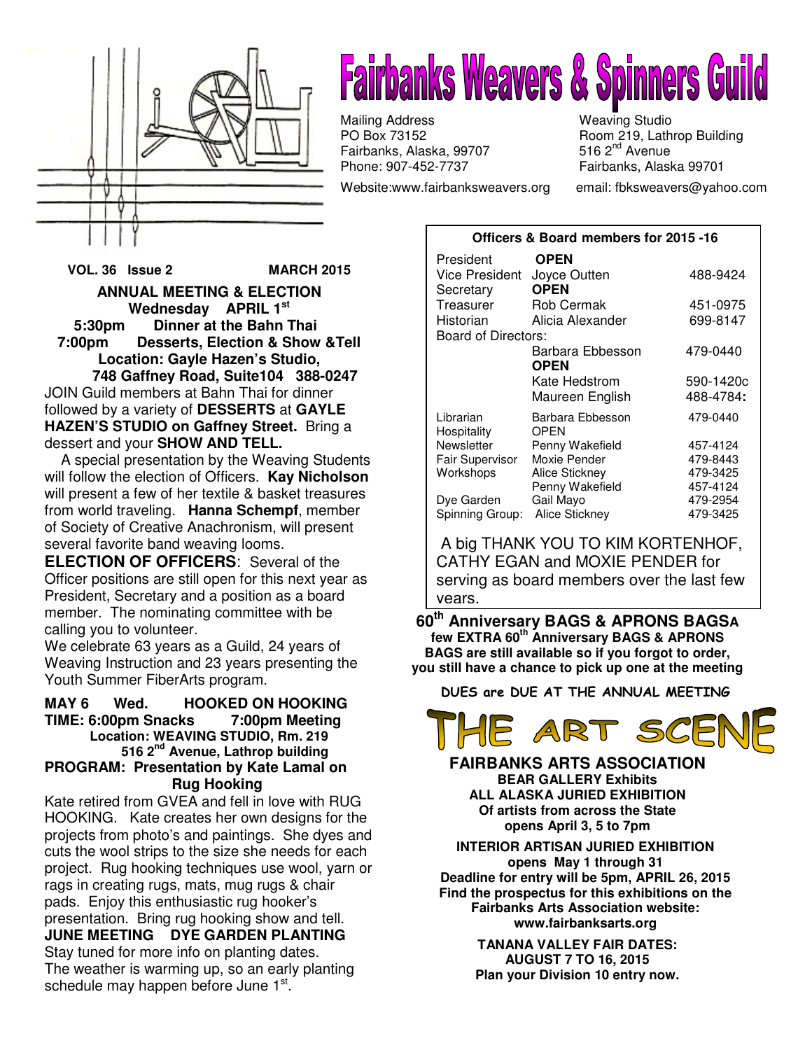# Fairbanks Weavers & Spinners Guild

Mailing Address
PO Box 73152
Fairbanks, Alaska, 99707
Phone: 907-452-7737

Weaving Studio
Room 219, Lathrop Building
516 2nd Avenue
Fairbanks, Alaska 99701

Website:www.fairbanksweavers.org email: fbksweavers@yahoo.com

**VOL. 36 Issue 2 MARCH 2015**

## ANNUAL MEETING & ELECTION

**Wednesday APRIL 1st**
**5:30pm Dinner at the Bahn Thai**
**7:00pm Desserts, Election & Show &Tell**
**Location: Gayle Hazen's Studio, 748 Gaffney Road, Suite104 388-0247**

JOIN Guild members at Bahn Thai for dinner followed by a variety of **DESSERTS** at **GAYLE HAZEN'S STUDIO on Gaffney Street.** Bring a dessert and your **SHOW AND TELL.**

A special presentation by the Weaving Students will follow the election of Officers. **Kay Nicholson** will present a few of her textile & basket treasures from world traveling. **Hanna Schempf**, member of Society of Creative Anachronism, will present several favorite band weaving looms.

**ELECTION OF OFFICERS**: Several of the Officer positions are still open for this next year as President, Secretary and a position as a board member. The nominating committee with be calling you to volunteer.

We celebrate 63 years as a Guild, 24 years of Weaving Instruction and 23 years presenting the Youth Summer FiberArts program.

**MAY 6 Wed. HOOKED ON HOOKING**
**TIME: 6:00pm Snacks 7:00pm Meeting**
**Location: WEAVING STUDIO, Rm. 219 516 2nd Avenue, Lathrop building**
**PROGRAM: Presentation by Kate Lamal on Rug Hooking**

Kate retired from GVEA and fell in love with RUG HOOKING. Kate creates her own designs for the projects from photo's and paintings. She dyes and cuts the wool strips to the size she needs for each project. Rug hooking techniques use wool, yarn or rags in creating rugs, mats, mug rugs & chair pads. Enjoy this enthusiastic rug hooker's presentation. Bring rug hooking show and tell.

**JUNE MEETING DYE GARDEN PLANTING**

Stay tuned for more info on planting dates. The weather is warming up, so an early planting schedule may happen before June 1st.

**Officers & Board members for 2015 -16**

| Position | Name | Phone |
|---|---|---|
| President | **OPEN** | |
| Vice President | Joyce Outten | 488-9424 |
| Secretary | **OPEN** | |
| Treasurer | Rob Cermak | 451-0975 |
| Historian | Alicia Alexander | 699-8147 |
| Board of Directors: | | |
| | Barbara Ebbesson | 479-0440 |
| | **OPEN** | |
| | Kate Hedstrom | 590-1420c |
| | Maureen English | 488-4784: |
| Librarian | Barbara Ebbesson | 479-0440 |
| Hospitality | OPEN | |
| Newsletter | Penny Wakefield | 457-4124 |
| Fair Supervisor | Moxie Pender | 479-8443 |
| Workshops | Alice Stickney | 479-3425 |
| | Penny Wakefield | 457-4124 |
| Dye Garden | Gail Mayo | 479-2954 |
| Spinning Group: | Alice Stickney | 479-3425 |

A big THANK YOU TO KIM KORTENHOF, CATHY EGAN and MOXIE PENDER for serving as board members over the last few years.

**60th Anniversary BAGS & APRONS BAGS**
**A few EXTRA 60th Anniversary BAGS & APRONS BAGS are still available so if you forgot to order, you still have a chance to pick up one at the meeting**

**DUES are DUE AT THE ANNUAL MEETING**

# THE ART SCENE

**FAIRBANKS ARTS ASSOCIATION**
**BEAR GALLERY Exhibits**
**ALL ALASKA JURIED EXHIBITION**
**Of artists from across the State**
**opens April 3, 5 to 7pm**

**INTERIOR ARTISAN JURIED EXHIBITION**
**opens May 1 through 31**
**Deadline for entry will be 5pm, APRIL 26, 2015**
**Find the prospectus for this exhibitions on the Fairbanks Arts Association website: www.fairbanksarts.org**

**TANANA VALLEY FAIR DATES: AUGUST 7 TO 16, 2015**
**Plan your Division 10 entry now.**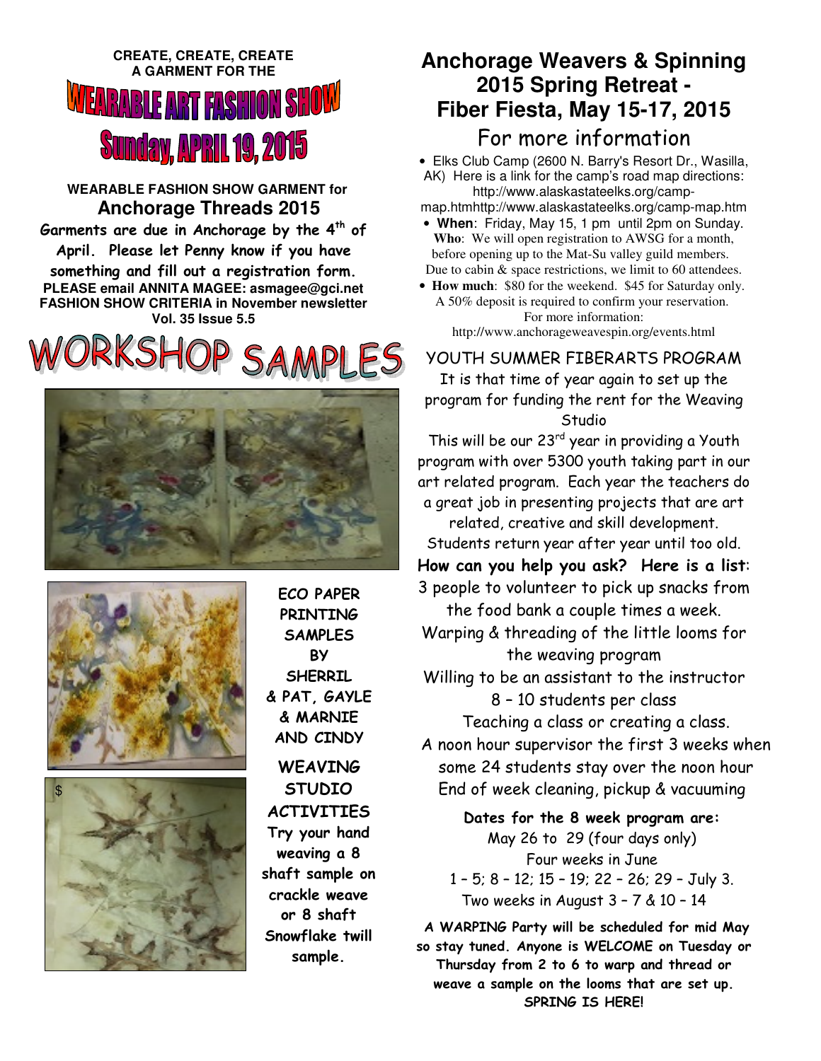**CREATE, CREATE, CREATE A GARMENT FOR THE**

# WEARABLE ART FASHION SHOW

## Sunday, APRIL 19, 2015

**WEARABLE FASHION SHOW GARMENT for**

**Anchorage Threads 2015**

**Garments are due in Anchorage by the 4th of April. Please let Penny know if you have something and fill out a registration form.**

**PLEASE email ANNITA MAGEE: asmagee@gci.net**

**FASHION SHOW CRITERIA in November newsletter Vol. 35 Issue 5.5**

# WORKSHOP SAMPLES

**ECO PAPER PRINTING SAMPLES BY SHERRIL & PAT, GAYLE & MARNIE AND CINDY**

$

**WEAVING STUDIO ACTIVITIES**

**Try your hand weaving a 8 shaft sample on crackle weave or 8 shaft Snowflake twill sample.**

## Anchorage Weavers & Spinning 2015 Spring Retreat - Fiber Fiesta, May 15-17, 2015

For more information

- Elks Club Camp (2600 N. Barry's Resort Dr., Wasilla, AK) Here is a link for the camp's road map directions: http://www.alaskastateelks.org/camp-map.htmhttp://www.alaskastateelks.org/camp-map.htm
- **When**: Friday, May 15, 1 pm until 2pm on Sunday. **Who**: We will open registration to AWSG for a month, before opening up to the Mat-Su valley guild members. Due to cabin & space restrictions, we limit to 60 attendees.
- **How much**: $80 for the weekend. $45 for Saturday only. A 50% deposit is required to confirm your reservation. For more information: http://www.anchorageweavespin.org/events.html

YOUTH SUMMER FIBERARTS PROGRAM

It is that time of year again to set up the program for funding the rent for the Weaving Studio

This will be our 23rd year in providing a Youth program with over 5300 youth taking part in our art related program. Each year the teachers do a great job in presenting projects that are art related, creative and skill development. Students return year after year until too old.

**How can you help you ask? Here is a list:**

3 people to volunteer to pick up snacks from the food bank a couple times a week.

Warping & threading of the little looms for the weaving program

Willing to be an assistant to the instructor 8 – 10 students per class

Teaching a class or creating a class.

A noon hour supervisor the first 3 weeks when some 24 students stay over the noon hour

End of week cleaning, pickup & vacuuming

**Dates for the 8 week program are:**

May 26 to 29 (four days only)

Four weeks in June

1 – 5; 8 – 12; 15 – 19; 22 – 26; 29 – July 3.

Two weeks in August 3 – 7 & 10 – 14

**A WARPING Party will be scheduled for mid May so stay tuned. Anyone is WELCOME on Tuesday or Thursday from 2 to 6 to warp and thread or weave a sample on the looms that are set up. SPRING IS HERE!**